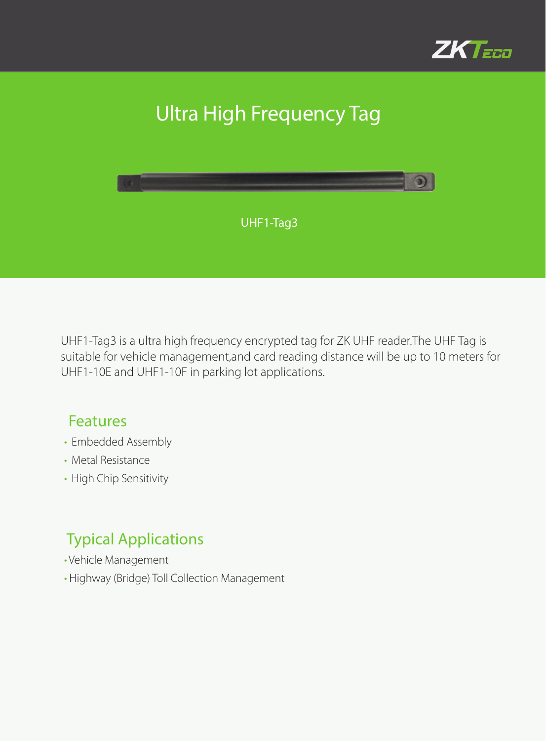# Ultra High Frequency Tag

UHF1-Tag3

UHF1-Tag3 is a ultra high frequency encrypted tag for ZK UHF reader.The UHF Tag is suitable for vehicle management,and card reading distance will be up to 10 meters for UHF1-10E and UHF1-10F in parking lot applications.

## Features

- Embedded Assembly
- Metal Resistance
- High Chip Sensitivity

## Typical Applications

- Vehicle Management
- Highway (Bridge) Toll Collection Management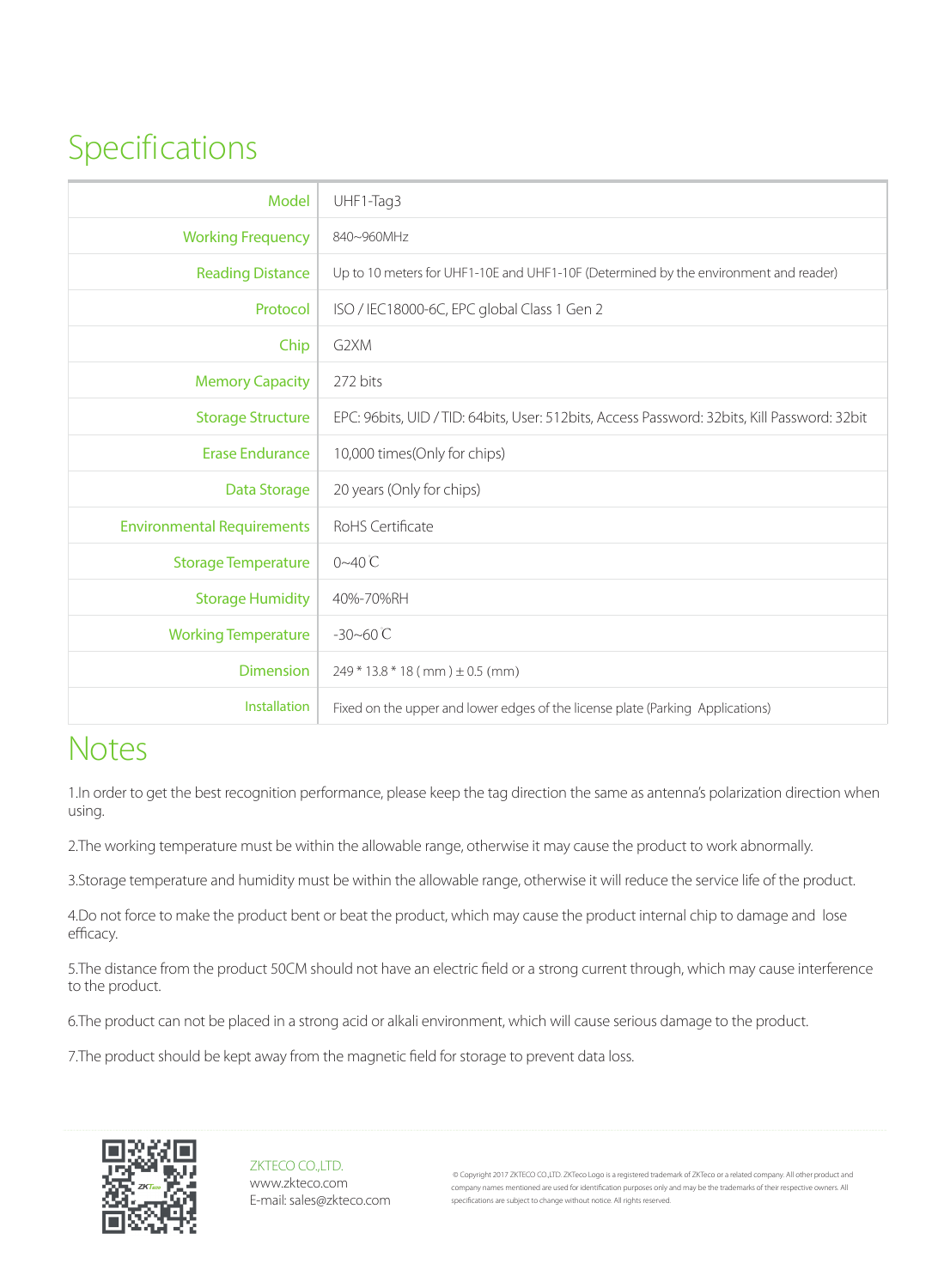# Specifications

| | |
|---|---|
| Model | UHF1-Tag3 |
| Working Frequency | 840~960MHz |
| Reading Distance | Up to 10 meters for UHF1-10E and UHF1-10F (Determined by the environment and reader) |
| Protocol | ISO / IEC18000-6C, EPC global Class 1 Gen 2 |
| Chip | G2XM |
| Memory Capacity | 272 bits |
| Storage Structure | EPC: 96bits, UID / TID: 64bits, User: 512bits, Access Password: 32bits, Kill Password: 32bit |
| Erase Endurance | 10,000 times(Only for chips) |
| Data Storage | 20 years (Only for chips) |
| Environmental Requirements | RoHS Certificate |
| Storage Temperature | 0~40 ℃ |
| Storage Humidity | 40%-70%RH |
| Working Temperature | -30~60 ℃ |
| Dimension | 249 * 13.8 * 18 ( mm ) ± 0.5 (mm) |
| Installation | Fixed on the upper and lower edges of the license plate (Parking Applications) |

# Notes

1.In order to get the best recognition performance, please keep the tag direction the same as antenna's polarization direction when using.

2.The working temperature must be within the allowable range, otherwise it may cause the product to work abnormally.

3.Storage temperature and humidity must be within the allowable range, otherwise it will reduce the service life of the product.

4.Do not force to make the product bent or beat the product, which may cause the product internal chip to damage and lose efficacy.

5.The distance from the product 50CM should not have an electric field or a strong current through, which may cause interference to the product.

6.The product can not be placed in a strong acid or alkali environment, which will cause serious damage to the product.

7.The product should be kept away from the magnetic field for storage to prevent data loss.

ZKTECO CO.,LTD.
www.zkteco.com
E-mail: sales@zkteco.com

© Copyright 2017 ZKTECO CO.,LTD. ZKTeco Logo is a registered trademark of ZKTeco or a related company. All other product and company names mentioned are used for identification purposes only and may be the trademarks of their respective owners. All specifications are subject to change without notice. All rights reserved.